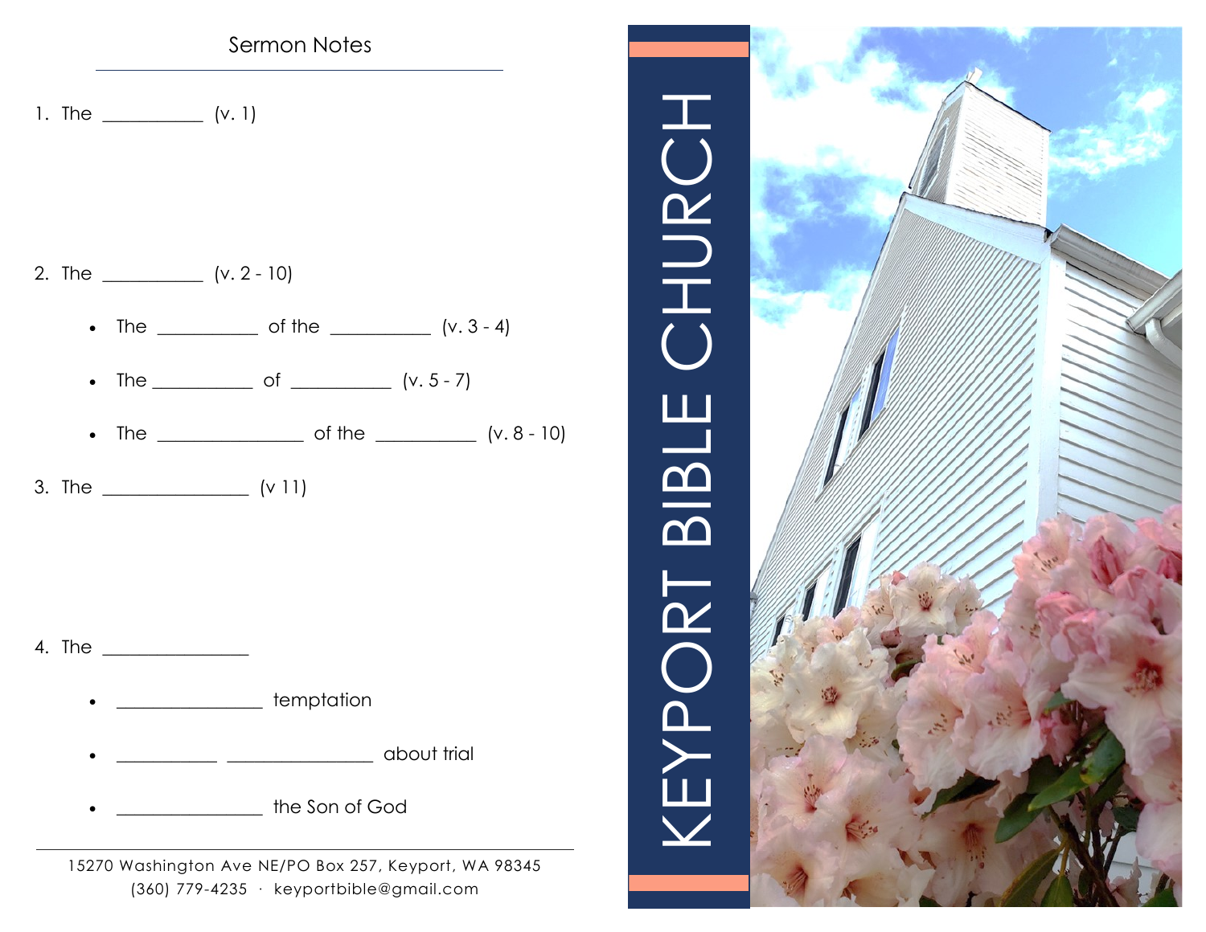## Sermon Notes

1. The __________ (v. 1)

2. The __________ (v. 2 - 10)

   - The __________ of the __________ (v. 3 - 4)
   - The __________ of __________ (v. 5 - 7)
   - The ______________ of the __________ (v. 8 - 10)

3. The ______________ (v 11)

4. The ______________

   - ______________ temptation
   - __________ ______________ about trial
   - ______________ the Son of God

15270 Washington Ave NE/PO Box 257, Keyport, WA 98345
(360) 779-4235 · keyportbible@gmail.com

# KEYPORT BIBLE CHURCH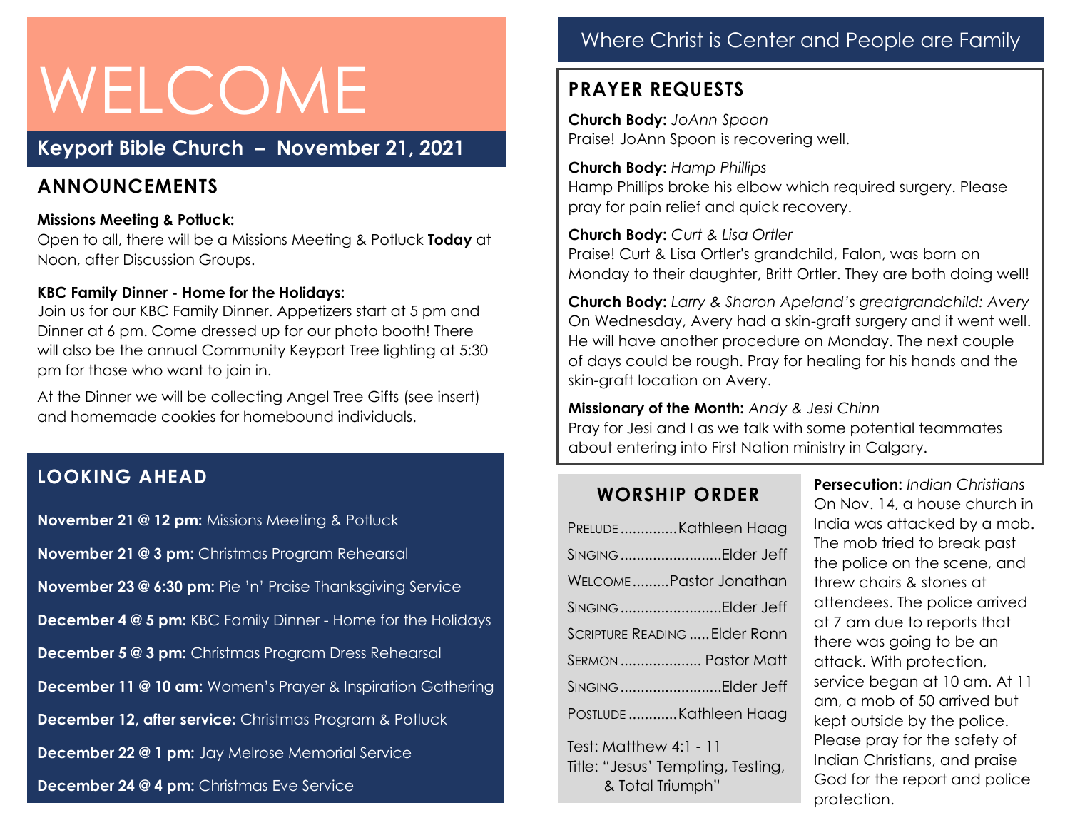# WELCOME

## Keyport Bible Church – November 21, 2021

## ANNOUNCEMENTS

**Missions Meeting & Potluck:**
Open to all, there will be a Missions Meeting & Potluck **Today** at Noon, after Discussion Groups.

**KBC Family Dinner - Home for the Holidays:**
Join us for our KBC Family Dinner. Appetizers start at 5 pm and Dinner at 6 pm. Come dressed up for our photo booth! There will also be the annual Community Keyport Tree lighting at 5:30 pm for those who want to join in.

At the Dinner we will be collecting Angel Tree Gifts (see insert) and homemade cookies for homebound individuals.

## LOOKING AHEAD

**November 21 @ 12 pm:** Missions Meeting & Potluck

**November 21 @ 3 pm:** Christmas Program Rehearsal

**November 23 @ 6:30 pm:** Pie 'n' Praise Thanksgiving Service

**December 4 @ 5 pm:** KBC Family Dinner - Home for the Holidays

**December 5 @ 3 pm:** Christmas Program Dress Rehearsal

**December 11 @ 10 am:** Women's Prayer & Inspiration Gathering

**December 12, after service:** Christmas Program & Potluck

**December 22 @ 1 pm:** Jay Melrose Memorial Service

**December 24 @ 4 pm:** Christmas Eve Service

## Where Christ is Center and People are Family

## PRAYER REQUESTS

**Church Body:** *JoAnn Spoon*
Praise! JoAnn Spoon is recovering well.

**Church Body:** *Hamp Phillips*
Hamp Phillips broke his elbow which required surgery. Please pray for pain relief and quick recovery.

**Church Body:** *Curt & Lisa Ortler*
Praise! Curt & Lisa Ortler's grandchild, Falon, was born on Monday to their daughter, Britt Ortler. They are both doing well!

**Church Body:** *Larry & Sharon Apeland's greatgrandchild: Avery*
On Wednesday, Avery had a skin-graft surgery and it went well. He will have another procedure on Monday. The next couple of days could be rough. Pray for healing for his hands and the skin-graft location on Avery.

**Missionary of the Month:** *Andy & Jesi Chinn*
Pray for Jesi and I as we talk with some potential teammates about entering into First Nation ministry in Calgary.

## WORSHIP ORDER

Prelude .............. Kathleen Haag
Singing .............. Elder Jeff
Welcome .............. Pastor Jonathan
Singing .............. Elder Jeff
Scripture Reading .............. Elder Ronn
Sermon .............. Pastor Matt
Singing .............. Elder Jeff
Postlude .............. Kathleen Haag

Test: Matthew 4:1 - 11
Title: "Jesus' Tempting, Testing, & Total Triumph"

**Persecution:** *Indian Christians*
On Nov. 14, a house church in India was attacked by a mob. The mob tried to break past the police on the scene, and threw chairs & stones at attendees. The police arrived at 7 am due to reports that there was going to be an attack. With protection, service began at 10 am. At 11 am, a mob of 50 arrived but kept outside by the police. Please pray for the safety of Indian Christians, and praise God for the report and police protection.